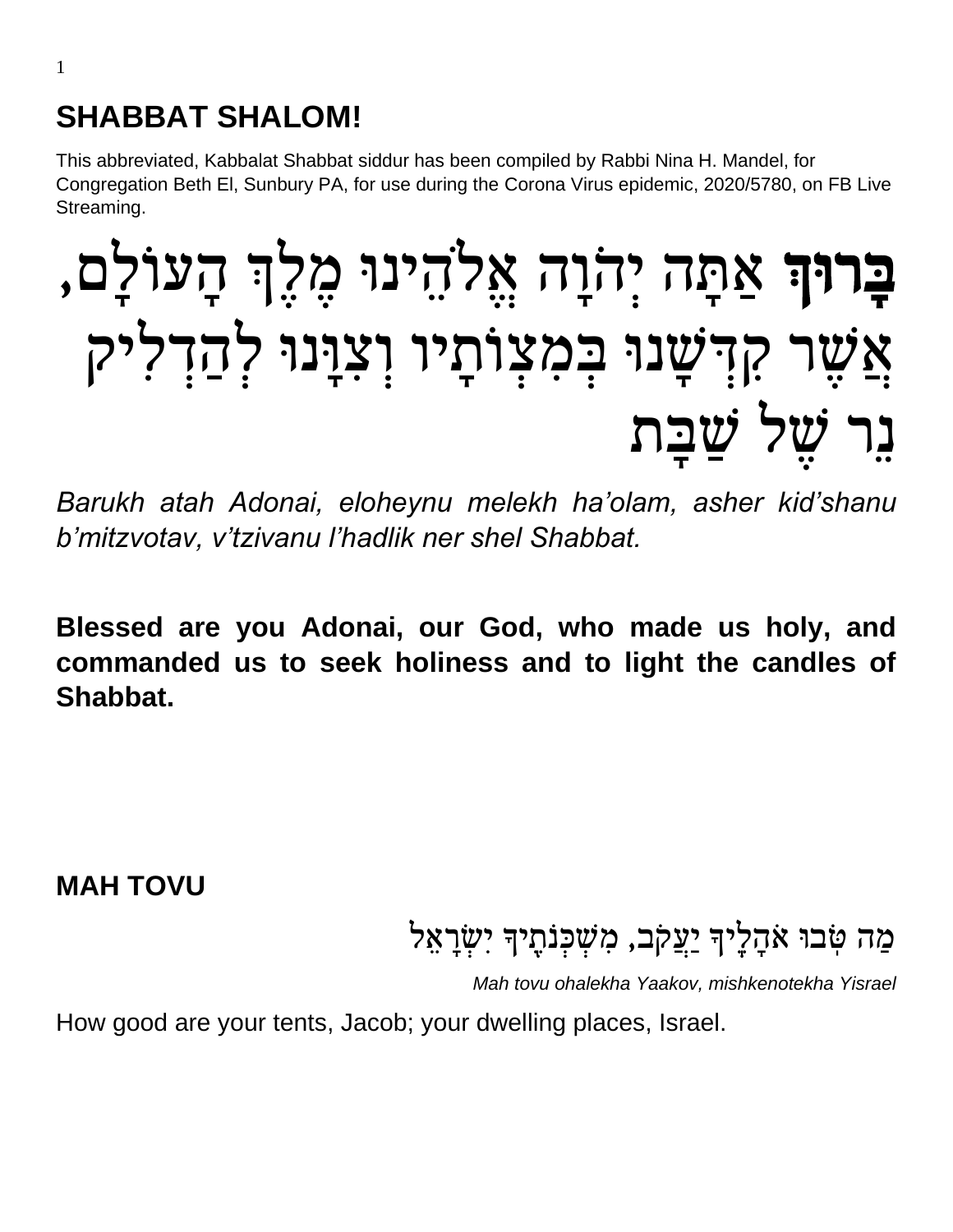# SHABBAT SHALOM!

This abbreviated, Kabbalat Shabbat siddur has been compiled by Rabbi Nina H. Mandel, for Congregation Beth El, Sunbury PA, for use during the Corona Virus epidemic, 2020/5780, on FB Live Streaming.

**בָּרוּךְ** אַתָּה יְהֹוָה אֱלֹהֵינוּ מֶלֶךְ הָעוֹלָם, אֲשֶׁר קִדְּשָׁנוּ בְּמִצְוֹתָיו וְצִוָּנוּ לְהַדְלִיק נֵר שֶׁל שַׁבָּת

*Barukh atah Adonai, eloheynu melekh ha'olam, asher kid'shanu b'mitzvotav, v'tzivanu l'hadlik ner shel Shabbat.*

**Blessed are you Adonai, our God, who made us holy, and commanded us to seek holiness and to light the candles of Shabbat.**

## MAH TOVU

מַה טֹּבוּ אֹהָלֶיךָ יַעֲקֹב, מִשְׁכְּנֹתֶיךָ יִשְׂרָאֵל

*Mah tovu ohalekha Yaakov, mishkenotekha Yisrael*

How good are your tents, Jacob; your dwelling places, Israel.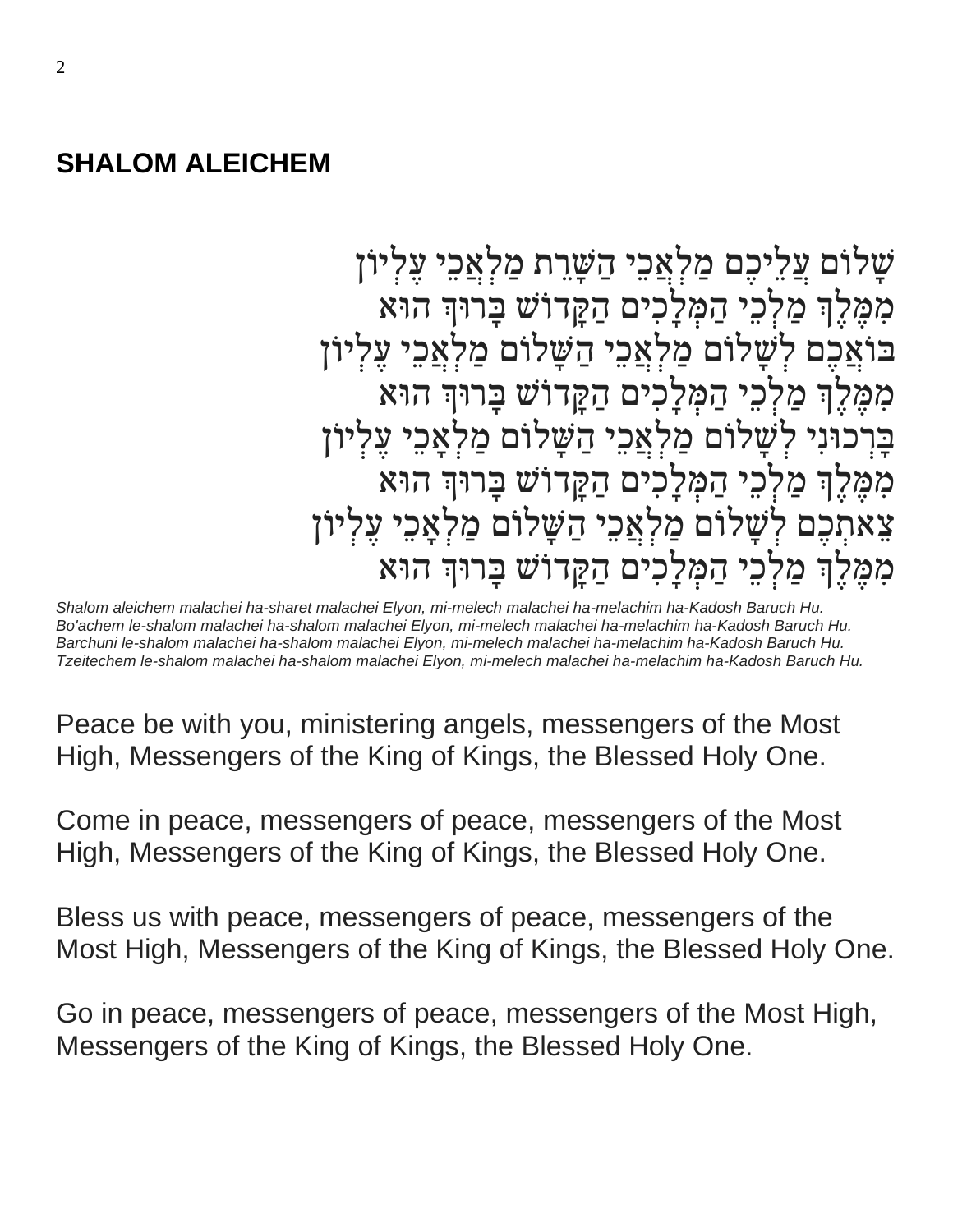## SHALOM ALEICHEM

שָׁלוֹם עֲלֵיכֶם מַלְאֲכֵי הַשָּׁרֵת מַלְאֲכֵי עֶלְיוֹן
מִמֶּלֶךְ מַלְכֵי הַמְּלָכִים הַקָּדוֹשׁ בָּרוּךְ הוּא
בּוֹאֲכֶם לְשָׁלוֹם מַלְאֲכֵי הַשָּׁלוֹם מַלְאֲכֵי עֶלְיוֹן
מִמֶּלֶךְ מַלְכֵי הַמְּלָכִים הַקָּדוֹשׁ בָּרוּךְ הוּא
בָּרְכוּנִי לְשָׁלוֹם מַלְאֲכֵי הַשָּׁלוֹם מַלְאָכֵי עֶלְיוֹן
מִמֶּלֶךְ מַלְכֵי הַמְּלָכִים הַקָּדוֹשׁ בָּרוּךְ הוּא
צֵאתְכֶם לְשָׁלוֹם מַלְאֲכֵי הַשָּׁלוֹם מַלְאָכֵי עֶלְיוֹן
מִמֶּלֶךְ מַלְכֵי הַמְּלָכִים הַקָּדוֹשׁ בָּרוּךְ הוּא

*Shalom aleichem malachei ha-sharet malachei Elyon, mi-melech malachei ha-melachim ha-Kadosh Baruch Hu.*
*Bo'achem le-shalom malachei ha-shalom malachei Elyon, mi-melech malachei ha-melachim ha-Kadosh Baruch Hu.*
*Barchuni le-shalom malachei ha-shalom malachei Elyon, mi-melech malachei ha-melachim ha-Kadosh Baruch Hu.*
*Tzeitechem le-shalom malachei ha-shalom malachei Elyon, mi-melech malachei ha-melachim ha-Kadosh Baruch Hu.*

Peace be with you, ministering angels, messengers of the Most High, Messengers of the King of Kings, the Blessed Holy One.

Come in peace, messengers of peace, messengers of the Most High, Messengers of the King of Kings, the Blessed Holy One.

Bless us with peace, messengers of peace, messengers of the Most High, Messengers of the King of Kings, the Blessed Holy One.

Go in peace, messengers of peace, messengers of the Most High, Messengers of the King of Kings, the Blessed Holy One.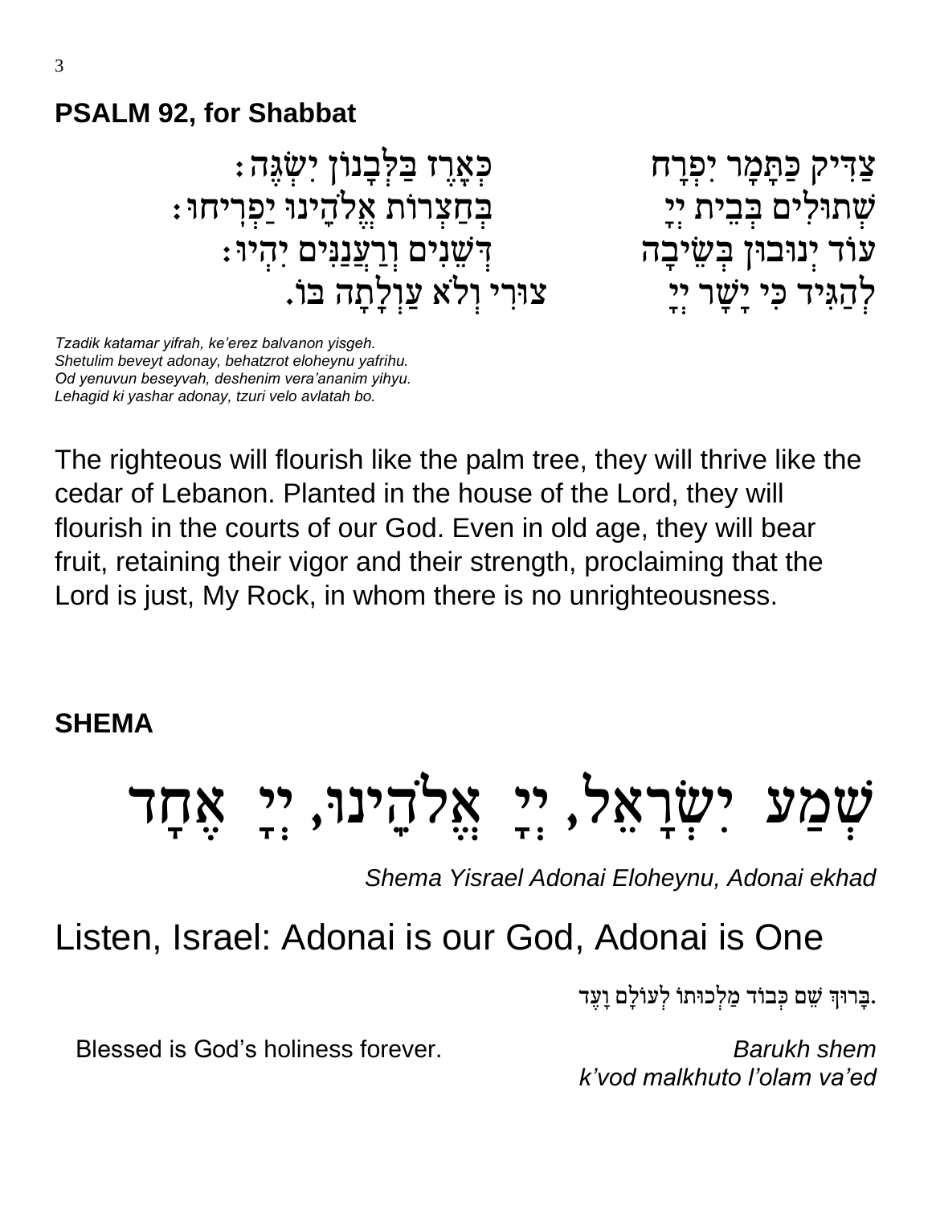## PSALM 92, for Shabbat

צַדִּיק כַּתָּמָר יִפְרָח כְּאֶרֶז בַּלְּבָנוֹן יִשְׂגֶּה׃
שְׁתוּלִים בְּבֵית יְיָ בְּחַצְרוֹת אֱלֹהֵינוּ יַפְרִיחוּ׃
עוֹד יְנוּבוּן בְּשֵׂיבָה דְּשֵׁנִים וְרַעֲנַנִּים יִהְיוּ׃
לְהַגִּיד כִּי יָשָׁר יְיָ צוּרִי וְלֹא עַוְלָתָה בּוֹ.

*Tzadik katamar yifrah, ke'erez balvanon yisgeh.*
*Shetulim beveyt adonay, behatzrot eloheynu yafrihu.*
*Od yenuvun beseyvah, deshenim vera'ananim yihyu.*
*Lehagid ki yashar adonay, tzuri velo avlatah bo.*

The righteous will flourish like the palm tree, they will thrive like the cedar of Lebanon. Planted in the house of the Lord, they will flourish in the courts of our God. Even in old age, they will bear fruit, retaining their vigor and their strength, proclaiming that the Lord is just, My Rock, in whom there is no unrighteousness.

## SHEMA

# שְׁמַע יִשְׂרָאֵל, יְיָ אֱלֹהֵינוּ, יְיָ אֶחָד

*Shema Yisrael Adonai Eloheynu, Adonai ekhad*

# Listen, Israel: Adonai is our God, Adonai is One

בָּרוּךְ שֵׁם כְּבוֹד מַלְכוּתוֹ לְעוֹלָם וָעֶד.

Blessed is God's holiness forever.

*Barukh shem k'vod malkhuto l'olam va'ed*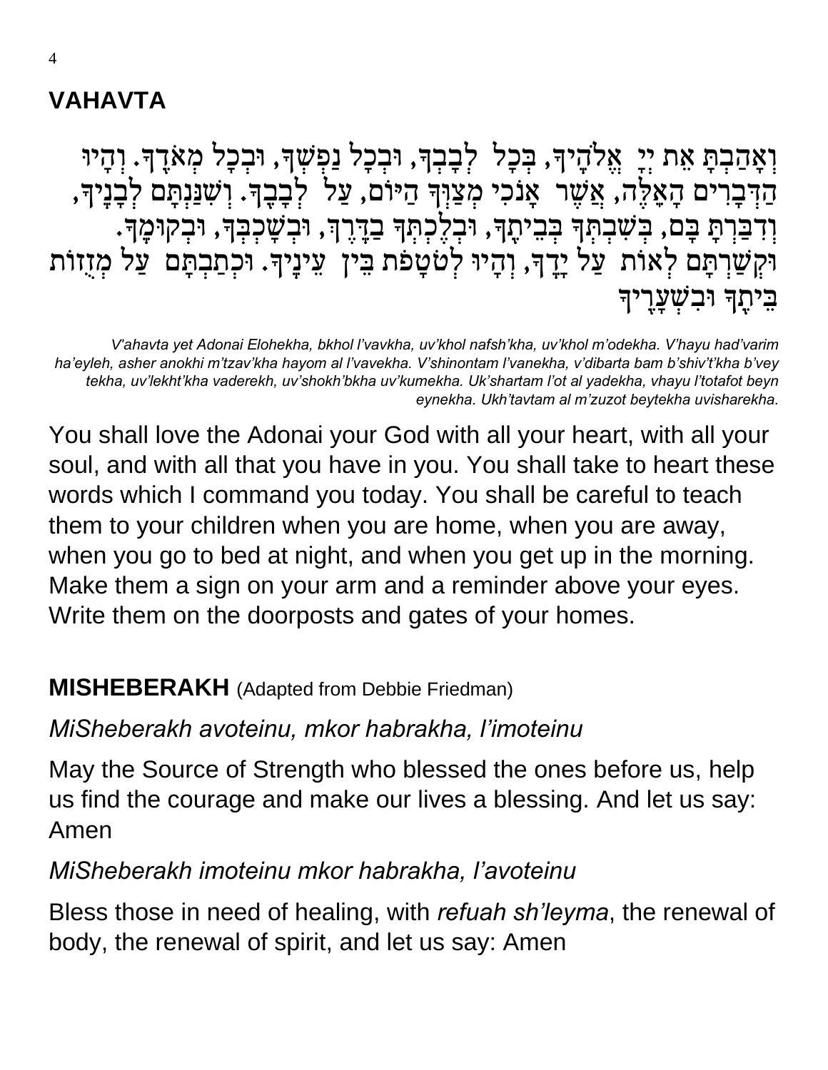## VAHAVTA

וְאָהַבְתָּ אֵת יְיָ אֱלֹהֶיךָ, בְּכָל לְבָבְךָ, וּבְכָל נַפְשְׁךָ, וּבְכָל מְאֹדֶךָ. וְהָיוּ הַדְּבָרִים הָאֵלֶּה, אֲשֶׁר אָנֹכִי מְצַוְּךָ הַיּוֹם, עַל לְבָבֶךָ. וְשִׁנַּנְתָּם לְבָנֶיךָ, וְדִבַּרְתָּ בָּם, בְּשִׁבְתְּךָ בְּבֵיתֶךָ, וּבְלֶכְתְּךָ בַדֶּרֶךְ, וּבְשָׁכְבְּךָ, וּבְקוּמֶךָ. וּקְשַׁרְתָּם לְאוֹת עַל יָדֶךָ, וְהָיוּ לְטֹטָפֹת בֵּין עֵינֶיךָ. וּכְתַבְתָּם עַל מְזֻזוֹת בֵּיתֶךָ וּבִשְׁעָרֶיךָ

*V'ahavta yet Adonai Elohekha, bkhol l'vavkha, uv'khol nafsh'kha, uv'khol m'odekha. V'hayu had'varim ha'eyleh, asher anokhi m'tzav'kha hayom al l'vavekha. V'shinontam l'vanekha, v'dibarta bam b'shiv't'kha b'vey tekha, uv'lekht'kha vaderekh, uv'shokh'bkha uv'kumekha. Uk'shartam l'ot al yadekha, vhayu l'totafot beyn eynekha. Ukh'tavtam al m'zuzot beytekha uvisharekha.*

You shall love the Adonai your God with all your heart, with all your soul, and with all that you have in you. You shall take to heart these words which I command you today. You shall be careful to teach them to your children when you are home, when you are away, when you go to bed at night, and when you get up in the morning. Make them a sign on your arm and a reminder above your eyes. Write them on the doorposts and gates of your homes.

## MISHEBERAKH (Adapted from Debbie Friedman)

*MiSheberakh avoteinu, mkor habrakha, l'imoteinu*

May the Source of Strength who blessed the ones before us, help us find the courage and make our lives a blessing. And let us say: Amen

*MiSheberakh imoteinu mkor habrakha, l'avoteinu*

Bless those in need of healing, with *refuah sh'leyma*, the renewal of body, the renewal of spirit, and let us say: Amen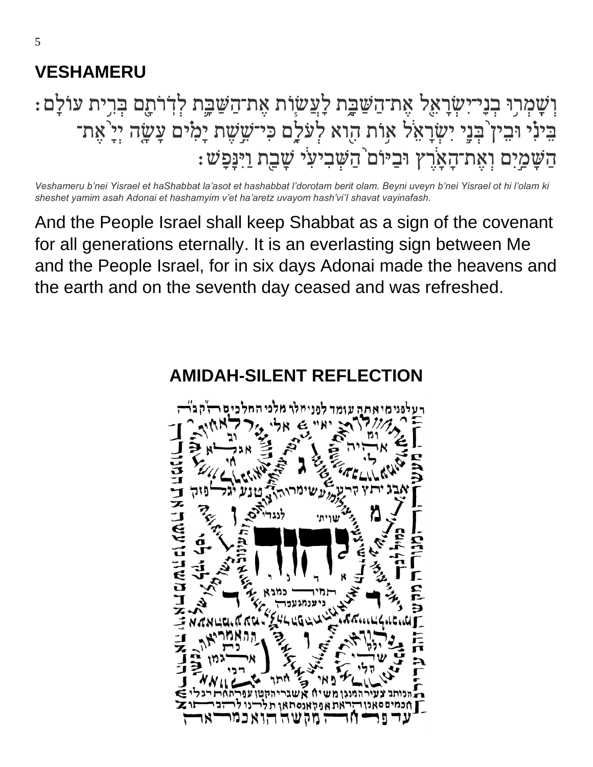## VESHAMERU

וְשָׁמְרוּ בְנֵי־יִשְׂרָאֵל אֶת־הַשַּׁבָּת לַעֲשׂוֹת אֶת־הַשַּׁבָּת לְדֹרֹתָם בְּרִית עוֹלָם׃ בֵּינִי וּבֵין בְּנֵי יִשְׂרָאֵל אוֹת הִוא לְעֹלָם כִּי־שֵׁשֶׁת יָמִים עָשָׂה יְיָ אֶת־הַשָּׁמַיִם וְאֶת־הָאָרֶץ וּבַיּוֹם הַשְּׁבִיעִי שָׁבַת וַיִּנָּפַשׁ׃

*Veshameru b'nei Yisrael et haShabbat la'asot et hashabbat l'dorotam berit olam. Beyni uveyn b'nei Yisrael ot hi l'olam ki sheshet yamim asah Adonai et hashamyim v'et ha'aretz uvayom hash'vi'l shavat vayinafash.*

And the People Israel shall keep Shabbat as a sign of the covenant for all generations eternally. It is an everlasting sign between Me and the People Israel, for in six days Adonai made the heavens and the earth and on the seventh day ceased and was refreshed.

## AMIDAH-SILENT REFLECTION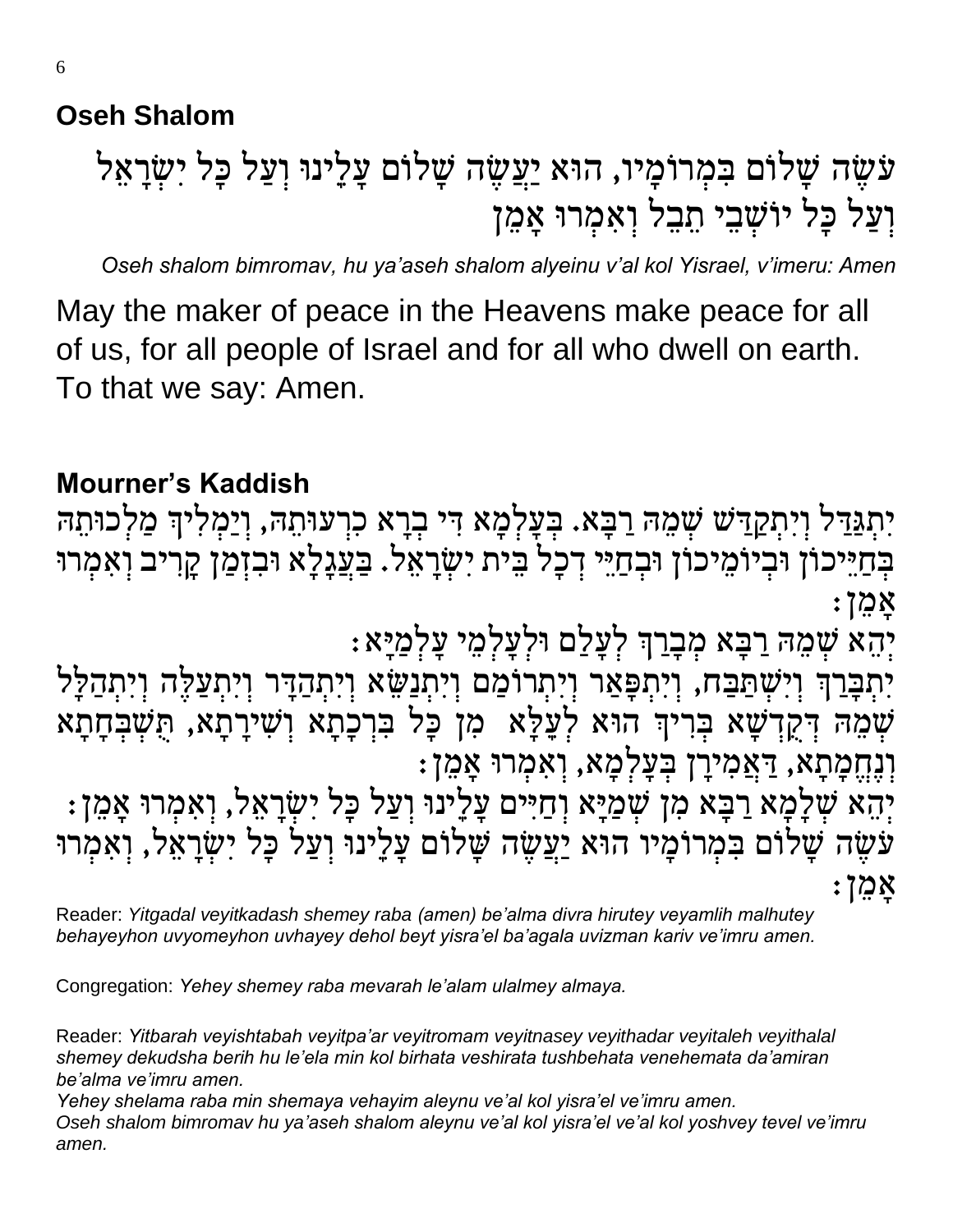## Oseh Shalom

עֹשֶׂה שָׁלוֹם בִּמְרוֹמָיו, הוּא יַעֲשֶׂה שָׁלוֹם עָלֵינוּ וְעַל כָּל יִשְׂרָאֵל וְעַל כָּל יוֹשְׁבֵי תֵבֵל וְאִמְרוּ אָמֵן

*Oseh shalom bimromav, hu ya'aseh shalom alyeinu v'al kol Yisrael, v'imeru: Amen*

May the maker of peace in the Heavens make peace for all of us, for all people of Israel and for all who dwell on earth. To that we say: Amen.

## Mourner's Kaddish

יִתְגַּדַּל וְיִתְקַדַּשׁ שְׁמֵהּ רַבָּא. בְּעָלְמָא דִּי בְרָא כִרְעוּתֵהּ, וְיַמְלִיךְ מַלְכוּתֵהּ בְּחַיֵּיכוֹן וּבְיוֹמֵיכוֹן וּבְחַיֵּי דְכָל בֵּית יִשְׂרָאֵל. בַּעֲגָלָא וּבִזְמַן קָרִיב וְאִמְרוּ אָמֵן:

יְהֵא שְׁמֵהּ רַבָּא מְבָרַךְ לְעָלַם וּלְעָלְמֵי עָלְמַיָּא:

יִתְבָּרַךְ וְיִשְׁתַּבַּח, וְיִתְפָּאַר וְיִתְרוֹמַם וְיִתְנַשֵּׂא וְיִתְהַדָּר וְיִתְעַלֶּה וְיִתְהַלָּל שְׁמֵהּ דְּקֻדְשָׁא בְּרִיךְ הוּא לְעֵלָּא מִן כָּל בִּרְכָתָא וְשִׁירָתָא, תֻּשְׁבְּחָתָא וְנֶחֱמָתָא, דַּאֲמִירָן בְּעָלְמָא, וְאִמְרוּ אָמֵן:

יְהֵא שְׁלָמָא רַבָּא מִן שְׁמַיָּא וְחַיִּים עָלֵינוּ וְעַל כָּל יִשְׂרָאֵל, וְאִמְרוּ אָמֵן:

עֹשֶׂה שָׁלוֹם בִּמְרוֹמָיו הוּא יַעֲשֶׂה שָׁלוֹם עָלֵינוּ וְעַל כָּל יִשְׂרָאֵל, וְאִמְרוּ אָמֵן:

Reader: *Yitgadal veyitkadash shemey raba (amen) be'alma divra hirutey veyamlih malhutey behayeyhon uvyomeyhon uvhayey dehol beyt yisra'el ba'agala uvizman kariv ve'imru amen.*

Congregation: *Yehey shemey raba mevarah le'alam ulalmey almaya.*

Reader: *Yitbarah veyishtabah veyitpa'ar veyitromam veyitnasey veyithadar veyitaleh veyithalal shemey dekudsha berih hu le'ela min kol birhata veshirata tushbehata venehemata da'amiran be'alma ve'imru amen.*
*Yehey shelama raba min shemaya vehayim aleynu ve'al kol yisra'el ve'imru amen.*
*Oseh shalom bimromav hu ya'aseh shalom aleynu ve'al kol yisra'el ve'al kol yoshvey tevel ve'imru amen.*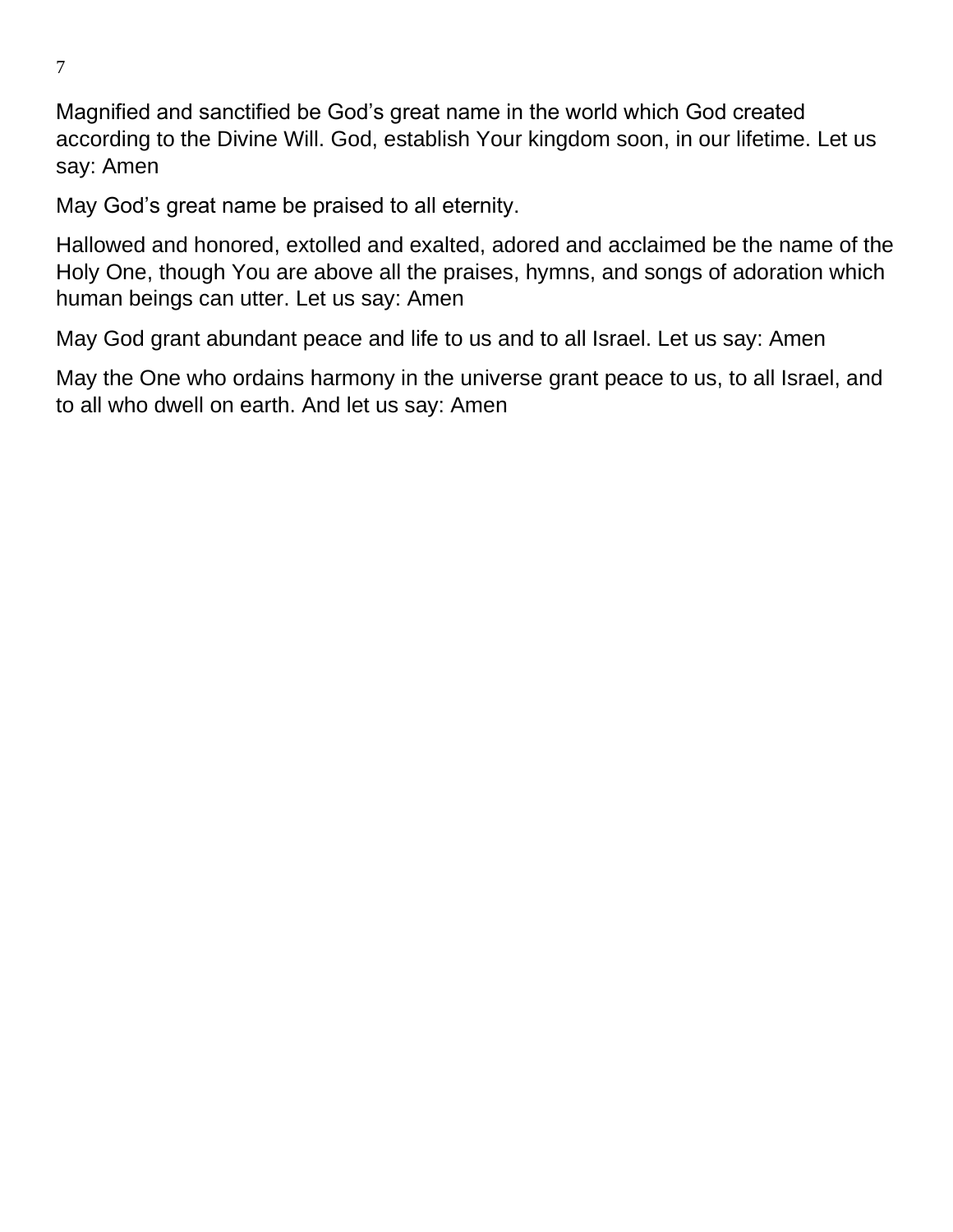Magnified and sanctified be God's great name in the world which God created according to the Divine Will. God, establish Your kingdom soon, in our lifetime. Let us say: Amen

May God's great name be praised to all eternity.

Hallowed and honored, extolled and exalted, adored and acclaimed be the name of the Holy One, though You are above all the praises, hymns, and songs of adoration which human beings can utter. Let us say: Amen

May God grant abundant peace and life to us and to all Israel. Let us say: Amen

May the One who ordains harmony in the universe grant peace to us, to all Israel, and to all who dwell on earth. And let us say: Amen